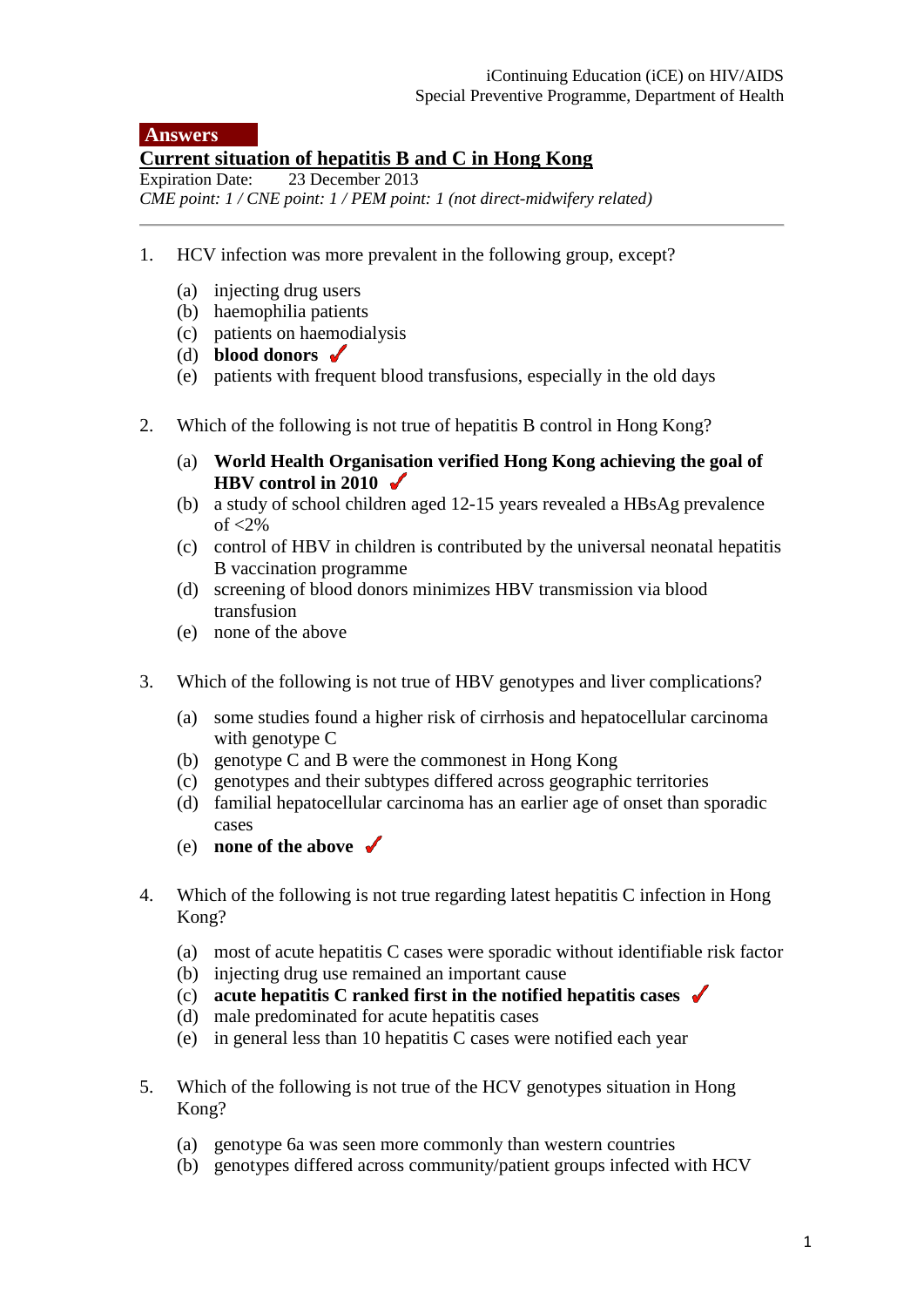iContinuing Education (iCE) on HIV/AIDS
Special Preventive Programme, Department of Health

**Answers**

## Current situation of hepatitis B and C in Hong Kong

Expiration Date: 23 December 2013
*CME point: 1 / CNE point: 1 / PEM point: 1 (not direct-midwifery related)*

---

1. HCV infection was more prevalent in the following group, except?

   (a) injecting drug users
   (b) haemophilia patients
   (c) patients on haemodialysis
   (d) **blood donors** ✓
   (e) patients with frequent blood transfusions, especially in the old days

2. Which of the following is not true of hepatitis B control in Hong Kong?

   (a) **World Health Organisation verified Hong Kong achieving the goal of HBV control in 2010** ✓
   (b) a study of school children aged 12-15 years revealed a HBsAg prevalence of <2%
   (c) control of HBV in children is contributed by the universal neonatal hepatitis B vaccination programme
   (d) screening of blood donors minimizes HBV transmission via blood transfusion
   (e) none of the above

3. Which of the following is not true of HBV genotypes and liver complications?

   (a) some studies found a higher risk of cirrhosis and hepatocellular carcinoma with genotype C
   (b) genotype C and B were the commonest in Hong Kong
   (c) genotypes and their subtypes differed across geographic territories
   (d) familial hepatocellular carcinoma has an earlier age of onset than sporadic cases
   (e) **none of the above** ✓

4. Which of the following is not true regarding latest hepatitis C infection in Hong Kong?

   (a) most of acute hepatitis C cases were sporadic without identifiable risk factor
   (b) injecting drug use remained an important cause
   (c) **acute hepatitis C ranked first in the notified hepatitis cases** ✓
   (d) male predominated for acute hepatitis cases
   (e) in general less than 10 hepatitis C cases were notified each year

5. Which of the following is not true of the HCV genotypes situation in Hong Kong?

   (a) genotype 6a was seen more commonly than western countries
   (b) genotypes differed across community/patient groups infected with HCV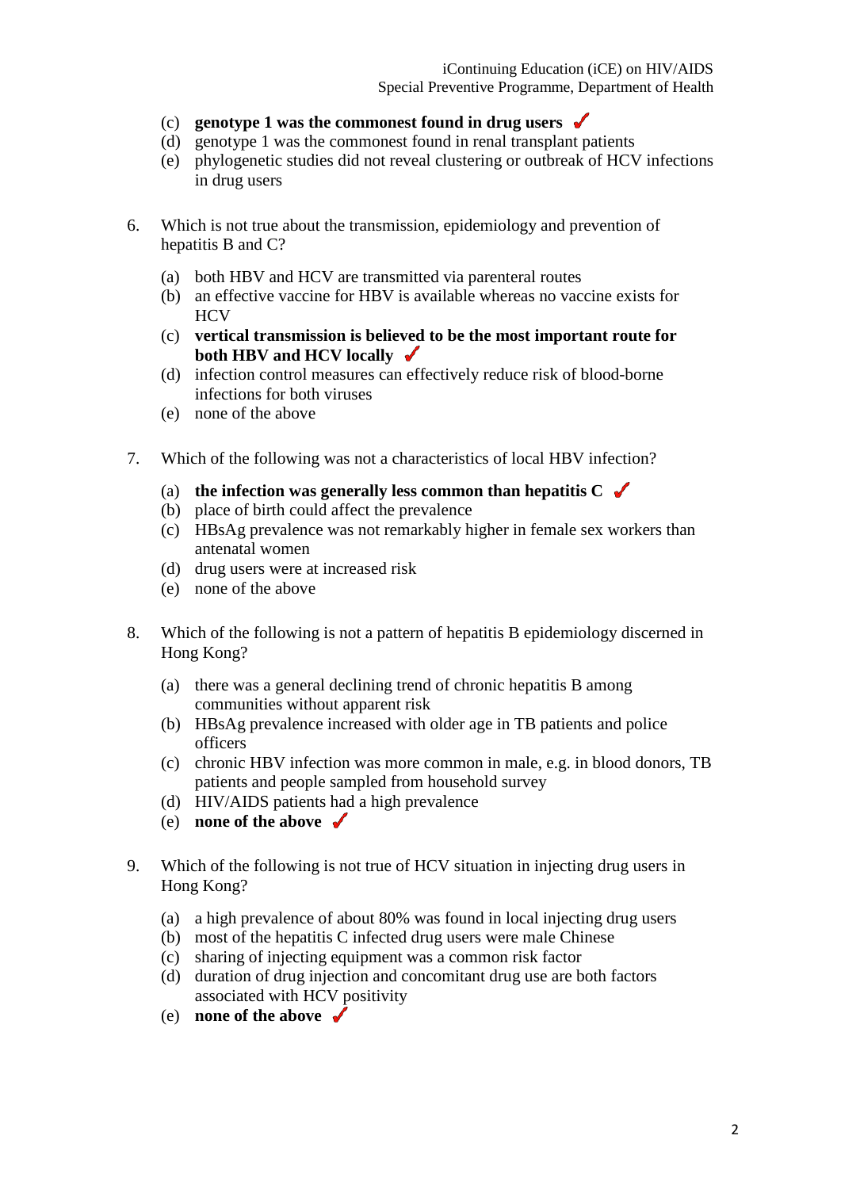(c) **genotype 1 was the commonest found in drug users** ✓
(d) genotype 1 was the commonest found in renal transplant patients
(e) phylogenetic studies did not reveal clustering or outbreak of HCV infections in drug users

6. Which is not true about the transmission, epidemiology and prevention of hepatitis B and C?

   (a) both HBV and HCV are transmitted via parenteral routes
   (b) an effective vaccine for HBV is available whereas no vaccine exists for HCV
   (c) **vertical transmission is believed to be the most important route for both HBV and HCV locally** ✓
   (d) infection control measures can effectively reduce risk of blood-borne infections for both viruses
   (e) none of the above

7. Which of the following was not a characteristics of local HBV infection?

   (a) **the infection was generally less common than hepatitis C** ✓
   (b) place of birth could affect the prevalence
   (c) HBsAg prevalence was not remarkably higher in female sex workers than antenatal women
   (d) drug users were at increased risk
   (e) none of the above

8. Which of the following is not a pattern of hepatitis B epidemiology discerned in Hong Kong?

   (a) there was a general declining trend of chronic hepatitis B among communities without apparent risk
   (b) HBsAg prevalence increased with older age in TB patients and police officers
   (c) chronic HBV infection was more common in male, e.g. in blood donors, TB patients and people sampled from household survey
   (d) HIV/AIDS patients had a high prevalence
   (e) **none of the above** ✓

9. Which of the following is not true of HCV situation in injecting drug users in Hong Kong?

   (a) a high prevalence of about 80% was found in local injecting drug users
   (b) most of the hepatitis C infected drug users were male Chinese
   (c) sharing of injecting equipment was a common risk factor
   (d) duration of drug injection and concomitant drug use are both factors associated with HCV positivity
   (e) **none of the above** ✓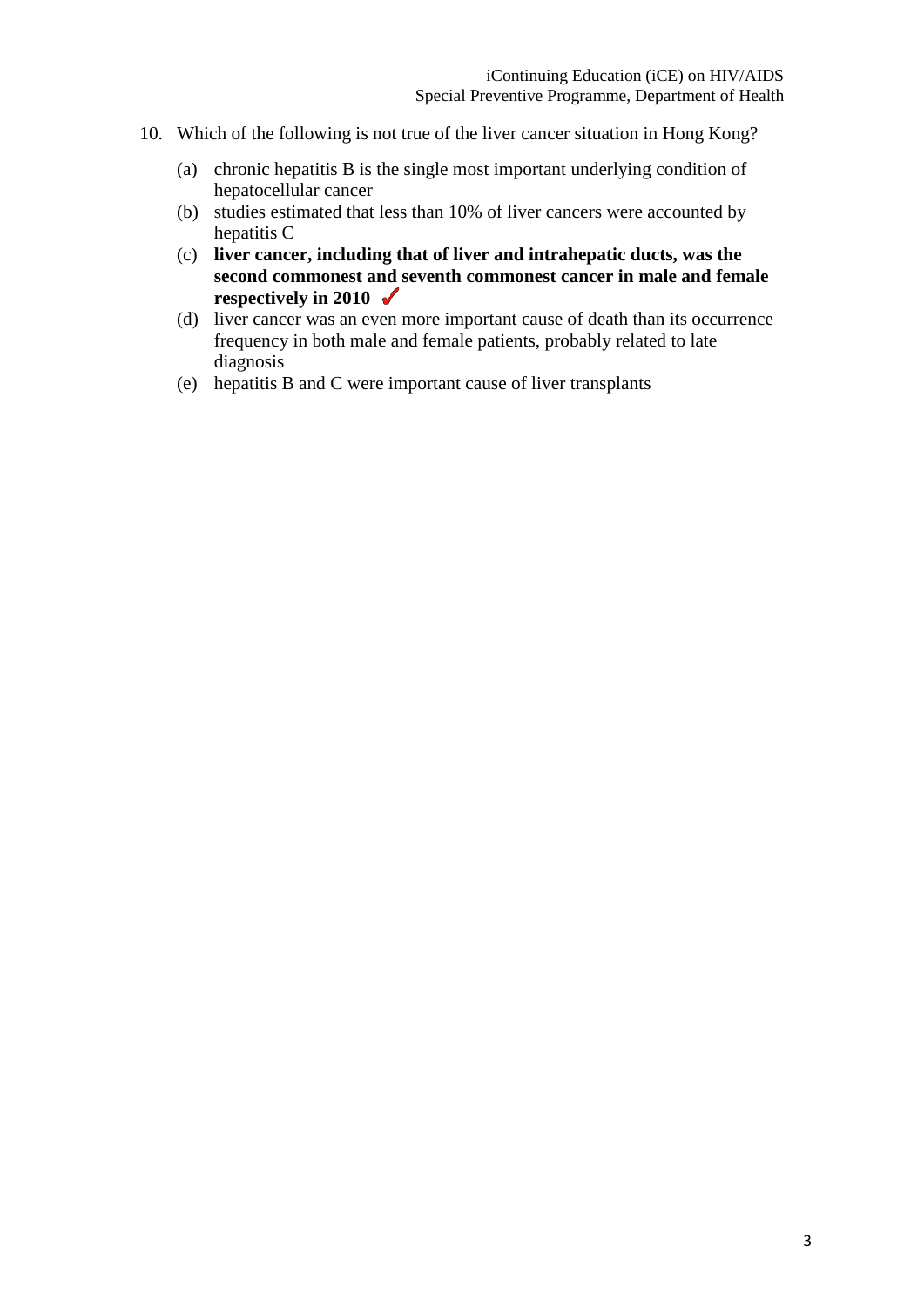10. Which of the following is not true of the liver cancer situation in Hong Kong?

    (a) chronic hepatitis B is the single most important underlying condition of hepatocellular cancer
    (b) studies estimated that less than 10% of liver cancers were accounted by hepatitis C
    (c) **liver cancer, including that of liver and intrahepatic ducts, was the second commonest and seventh commonest cancer in male and female respectively in 2010** ✓
    (d) liver cancer was an even more important cause of death than its occurrence frequency in both male and female patients, probably related to late diagnosis
    (e) hepatitis B and C were important cause of liver transplants